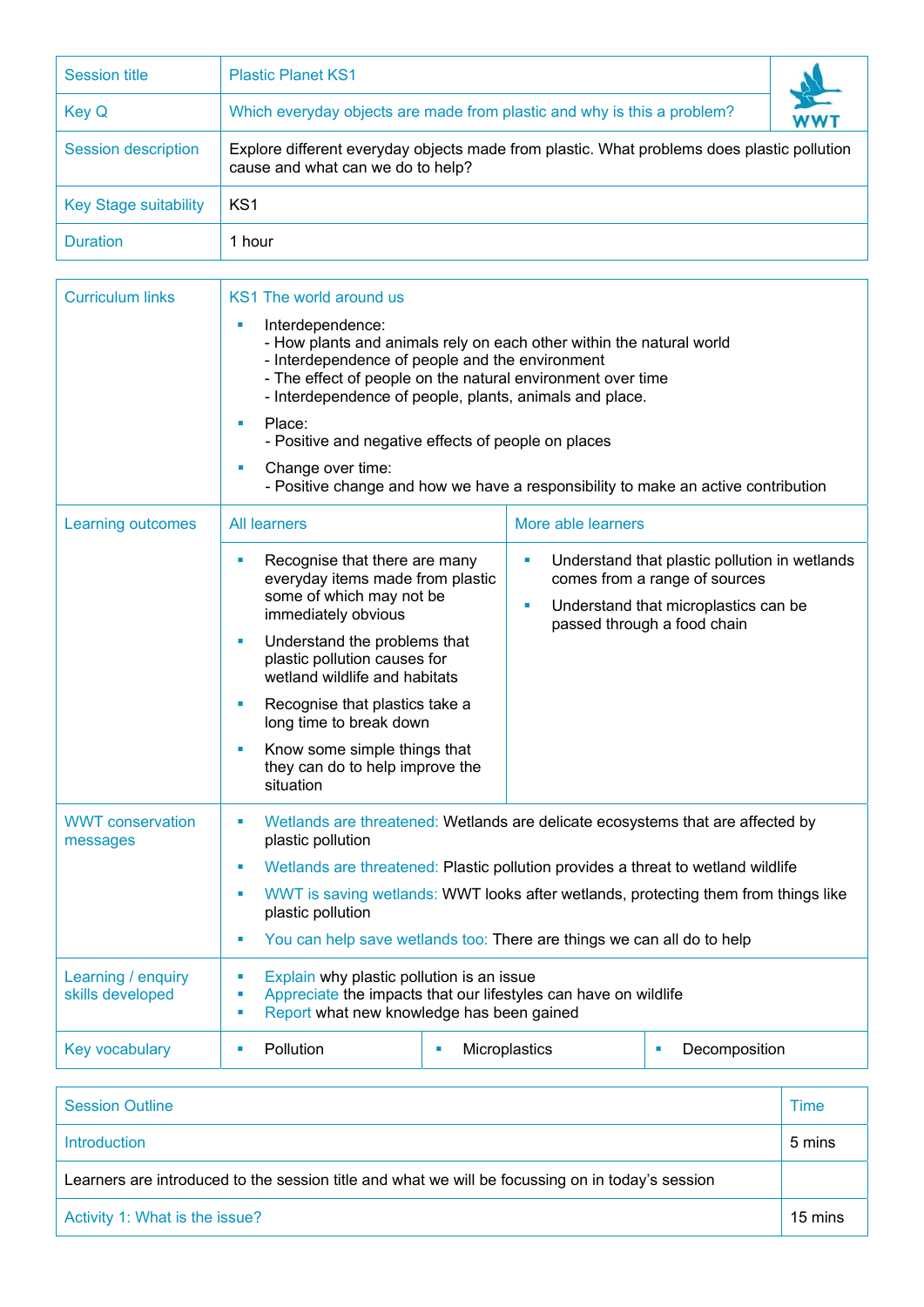| Session title | Plastic Planet KS1 |
|---|---|
| Key Q | Which everyday objects are made from plastic and why is this a problem? |
| Session description | Explore different everyday objects made from plastic. What problems does plastic pollution cause and what can we do to help? |
| Key Stage suitability | KS1 |
| Duration | 1 hour |

| Curriculum links | KS1 The world around us | | |
|---|---|---|---|
| | ▪ Interdependence:<br>- How plants and animals rely on each other within the natural world<br>- Interdependence of people and the environment<br>- The effect of people on the natural environment over time<br>- Interdependence of people, plants, animals and place.<br>▪ Place:<br>- Positive and negative effects of people on places<br>▪ Change over time:<br>- Positive change and how we have a responsibility to make an active contribution | | |
| Learning outcomes | All learners | More able learners | |
| | ▪ Recognise that there are many everyday items made from plastic some of which may not be immediately obvious<br>▪ Understand the problems that plastic pollution causes for wetland wildlife and habitats<br>▪ Recognise that plastics take a long time to break down<br>▪ Know some simple things that they can do to help improve the situation | ▪ Understand that plastic pollution in wetlands comes from a range of sources<br>▪ Understand that microplastics can be passed through a food chain | |
| WWT conservation messages | ▪ Wetlands are threatened: Wetlands are delicate ecosystems that are affected by plastic pollution<br>▪ Wetlands are threatened: Plastic pollution provides a threat to wetland wildlife<br>▪ WWT is saving wetlands: WWT looks after wetlands, protecting them from things like plastic pollution<br>▪ You can help save wetlands too: There are things we can all do to help | | |
| Learning / enquiry skills developed | ▪ Explain why plastic pollution is an issue<br>▪ Appreciate the impacts that our lifestyles can have on wildlife<br>▪ Report what new knowledge has been gained | | |
| Key vocabulary | ▪ Pollution | ▪ Microplastics | ▪ Decomposition |

| Session Outline | Time |
|---|---|
| Introduction | 5 mins |
| Learners are introduced to the session title and what we will be focussing on in today's session | |
| Activity 1: What is the issue? | 15 mins |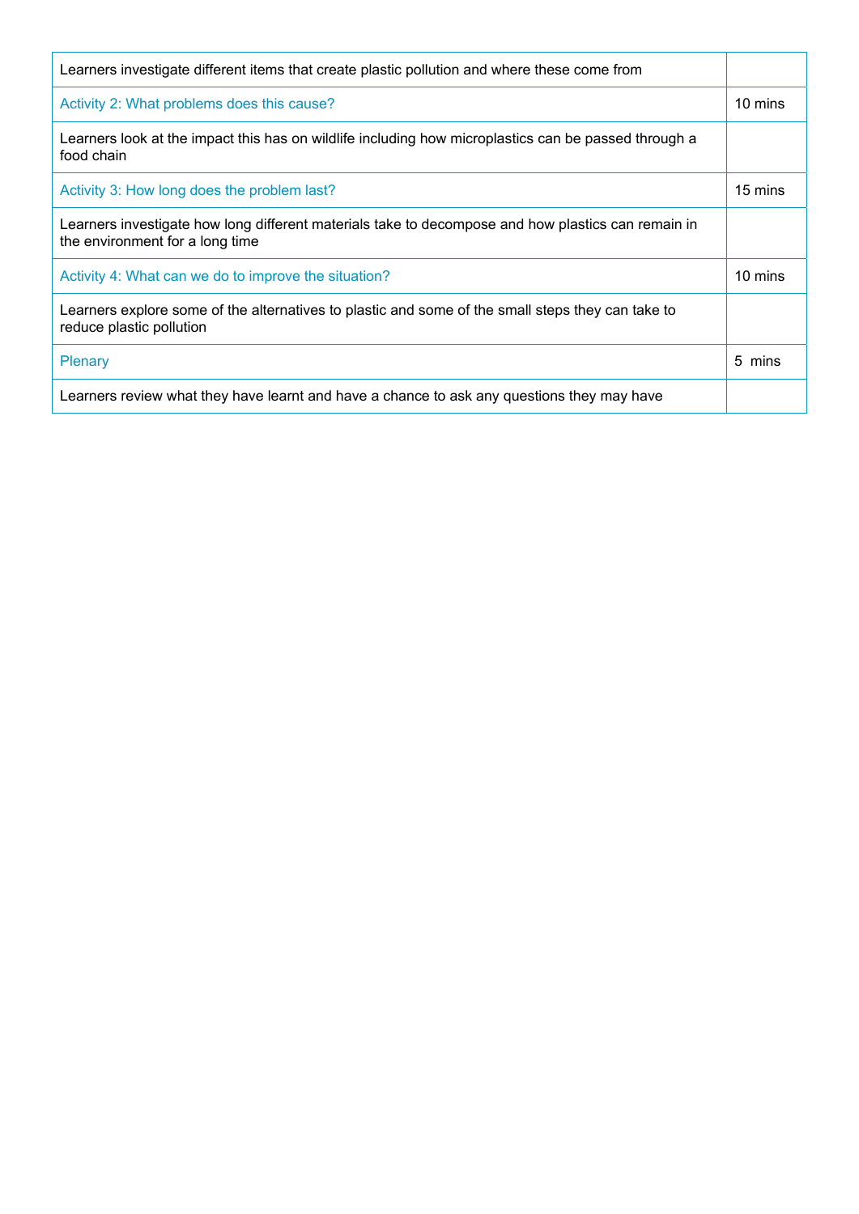| | |
|---|---|
| Learners investigate different items that create plastic pollution and where these come from | |
| Activity 2: What problems does this cause? | 10 mins |
| Learners look at the impact this has on wildlife including how microplastics can be passed through a food chain | |
| Activity 3: How long does the problem last? | 15 mins |
| Learners investigate how long different materials take to decompose and how plastics can remain in the environment for a long time | |
| Activity 4: What can we do to improve the situation? | 10 mins |
| Learners explore some of the alternatives to plastic and some of the small steps they can take to reduce plastic pollution | |
| Plenary | 5 mins |
| Learners review what they have learnt and have a chance to ask any questions they may have | |